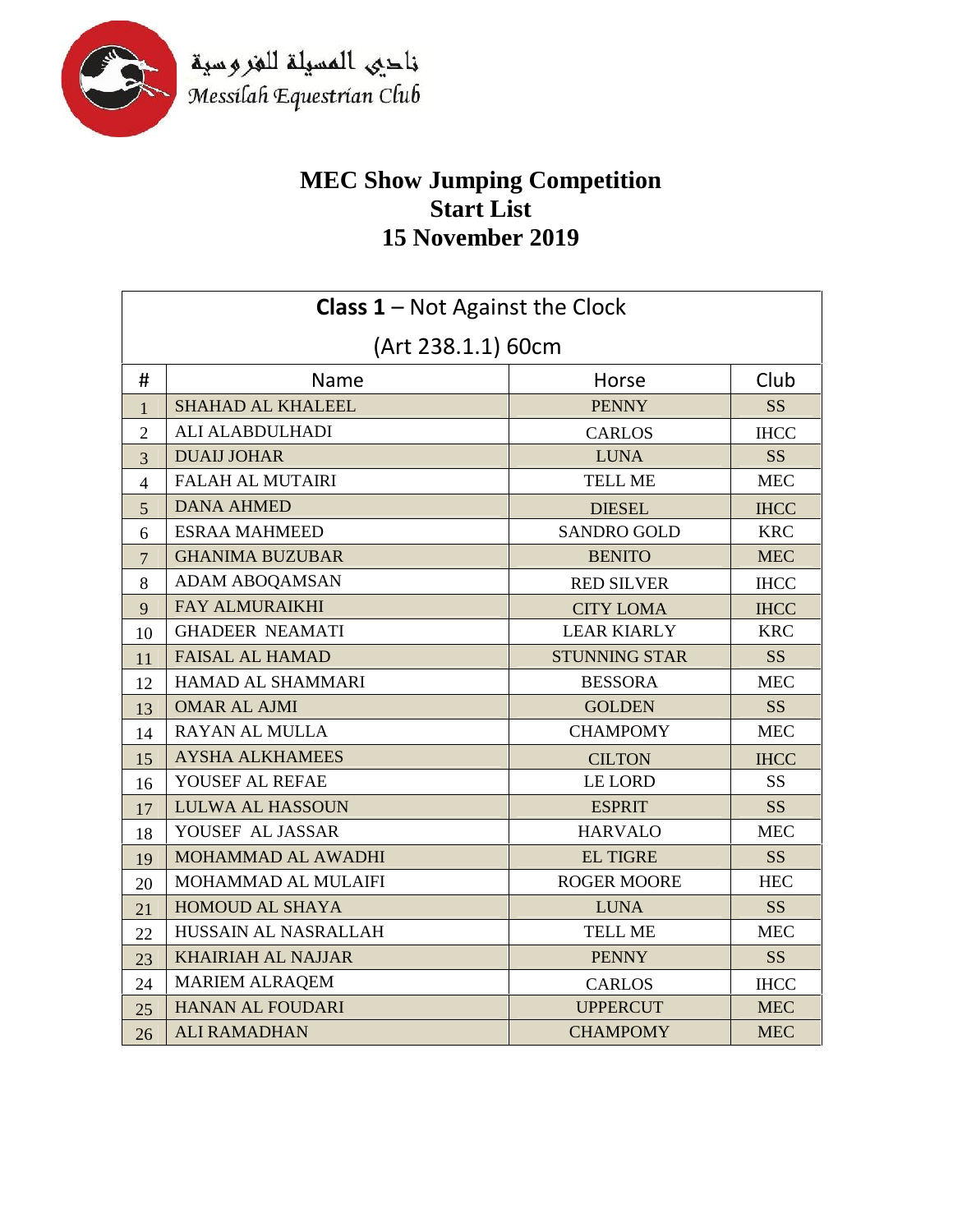نادي المسيلة للفروسية
Messilah Equestrian Club

# MEC Show Jumping Competition
# Start List
# 15 November 2019

| **Class 1** – Not Against the Clock (Art 238.1.1) 60cm | | | |
|---|---|---|---|
| # | Name | Horse | Club |
| 1 | SHAHAD AL KHALEEL | PENNY | SS |
| 2 | ALI ALABDULHADI | CARLOS | IHCC |
| 3 | DUAIJ JOHAR | LUNA | SS |
| 4 | FALAH AL MUTAIRI | TELL ME | MEC |
| 5 | DANA AHMED | DIESEL | IHCC |
| 6 | ESRAA MAHMEED | SANDRO GOLD | KRC |
| 7 | GHANIMA BUZUBAR | BENITO | MEC |
| 8 | ADAM ABOQAMSAN | RED SILVER | IHCC |
| 9 | FAY ALMURAIKHI | CITY LOMA | IHCC |
| 10 | GHADEER NEAMATI | LEAR KIARLY | KRC |
| 11 | FAISAL AL HAMAD | STUNNING STAR | SS |
| 12 | HAMAD AL SHAMMARI | BESSORA | MEC |
| 13 | OMAR AL AJMI | GOLDEN | SS |
| 14 | RAYAN AL MULLA | CHAMPOMY | MEC |
| 15 | AYSHA ALKHAMEES | CILTON | IHCC |
| 16 | YOUSEF AL REFAE | LE LORD | SS |
| 17 | LULWA AL HASSOUN | ESPRIT | SS |
| 18 | YOUSEF AL JASSAR | HARVALO | MEC |
| 19 | MOHAMMAD AL AWADHI | EL TIGRE | SS |
| 20 | MOHAMMAD AL MULAIFI | ROGER MOORE | HEC |
| 21 | HOMOUD AL SHAYA | LUNA | SS |
| 22 | HUSSAIN AL NASRALLAH | TELL ME | MEC |
| 23 | KHAIRIAH AL NAJJAR | PENNY | SS |
| 24 | MARIEM ALRAQEM | CARLOS | IHCC |
| 25 | HANAN AL FOUDARI | UPPERCUT | MEC |
| 26 | ALI RAMADHAN | CHAMPOMY | MEC |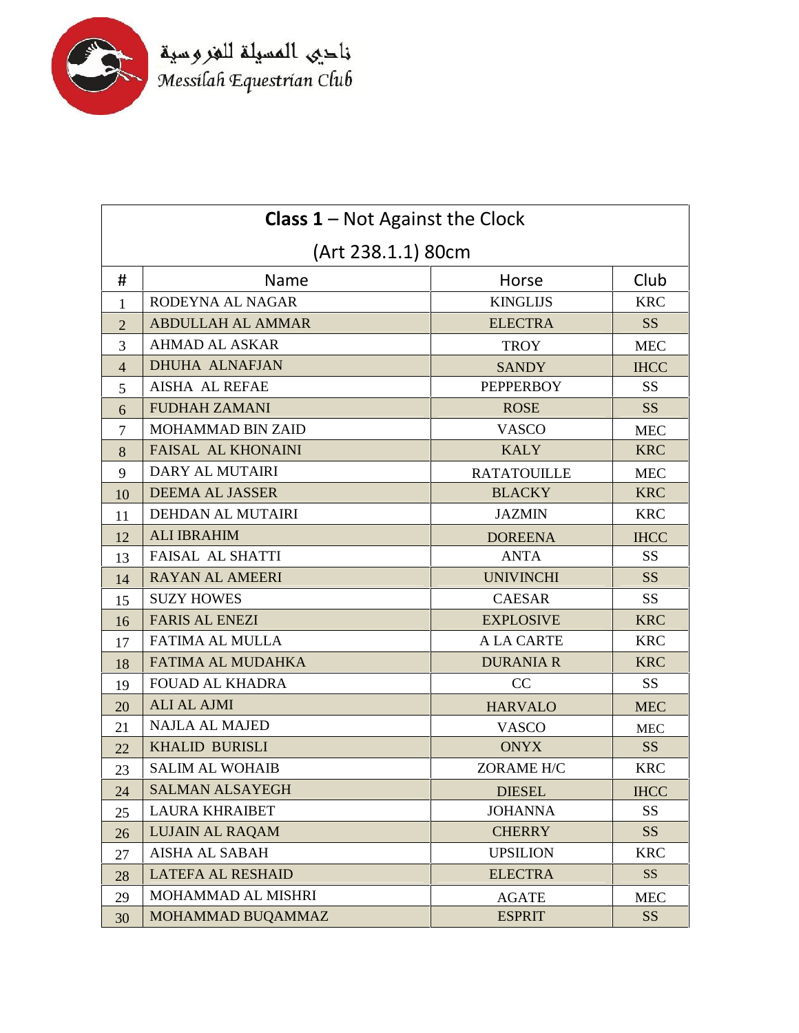نادي المسيلة للفروسية
Messilah Equestrian Club

## **Class 1** – Not Against the Clock

(Art 238.1.1) 80cm

| # | Name | Horse | Club |
|---|---|---|---|
| 1 | RODEYNA AL NAGAR | KINGLIJS | KRC |
| 2 | ABDULLAH AL AMMAR | ELECTRA | SS |
| 3 | AHMAD AL ASKAR | TROY | MEC |
| 4 | DHUHA ALNAFJAN | SANDY | IHCC |
| 5 | AISHA AL REFAE | PEPPERBOY | SS |
| 6 | FUDHAH ZAMANI | ROSE | SS |
| 7 | MOHAMMAD BIN ZAID | VASCO | MEC |
| 8 | FAISAL AL KHONAINI | KALY | KRC |
| 9 | DARY AL MUTAIRI | RATATOUILLE | MEC |
| 10 | DEEMA AL JASSER | BLACKY | KRC |
| 11 | DEHDAN AL MUTAIRI | JAZMIN | KRC |
| 12 | ALI IBRAHIM | DOREENA | IHCC |
| 13 | FAISAL AL SHATTI | ANTA | SS |
| 14 | RAYAN AL AMEERI | UNIVINCHI | SS |
| 15 | SUZY HOWES | CAESAR | SS |
| 16 | FARIS AL ENEZI | EXPLOSIVE | KRC |
| 17 | FATIMA AL MULLA | A LA CARTE | KRC |
| 18 | FATIMA AL MUDAHKA | DURANIA R | KRC |
| 19 | FOUAD AL KHADRA | CC | SS |
| 20 | ALI AL AJMI | HARVALO | MEC |
| 21 | NAJLA AL MAJED | VASCO | MEC |
| 22 | KHALID BURISLI | ONYX | SS |
| 23 | SALIM AL WOHAIB | ZORAME H/C | KRC |
| 24 | SALMAN ALSAYEGH | DIESEL | IHCC |
| 25 | LAURA KHRAIBET | JOHANNA | SS |
| 26 | LUJAIN AL RAQAM | CHERRY | SS |
| 27 | AISHA AL SABAH | UPSILION | KRC |
| 28 | LATEFA AL RESHAID | ELECTRA | SS |
| 29 | MOHAMMAD AL MISHRI | AGATE | MEC |
| 30 | MOHAMMAD BUQAMMAZ | ESPRIT | SS |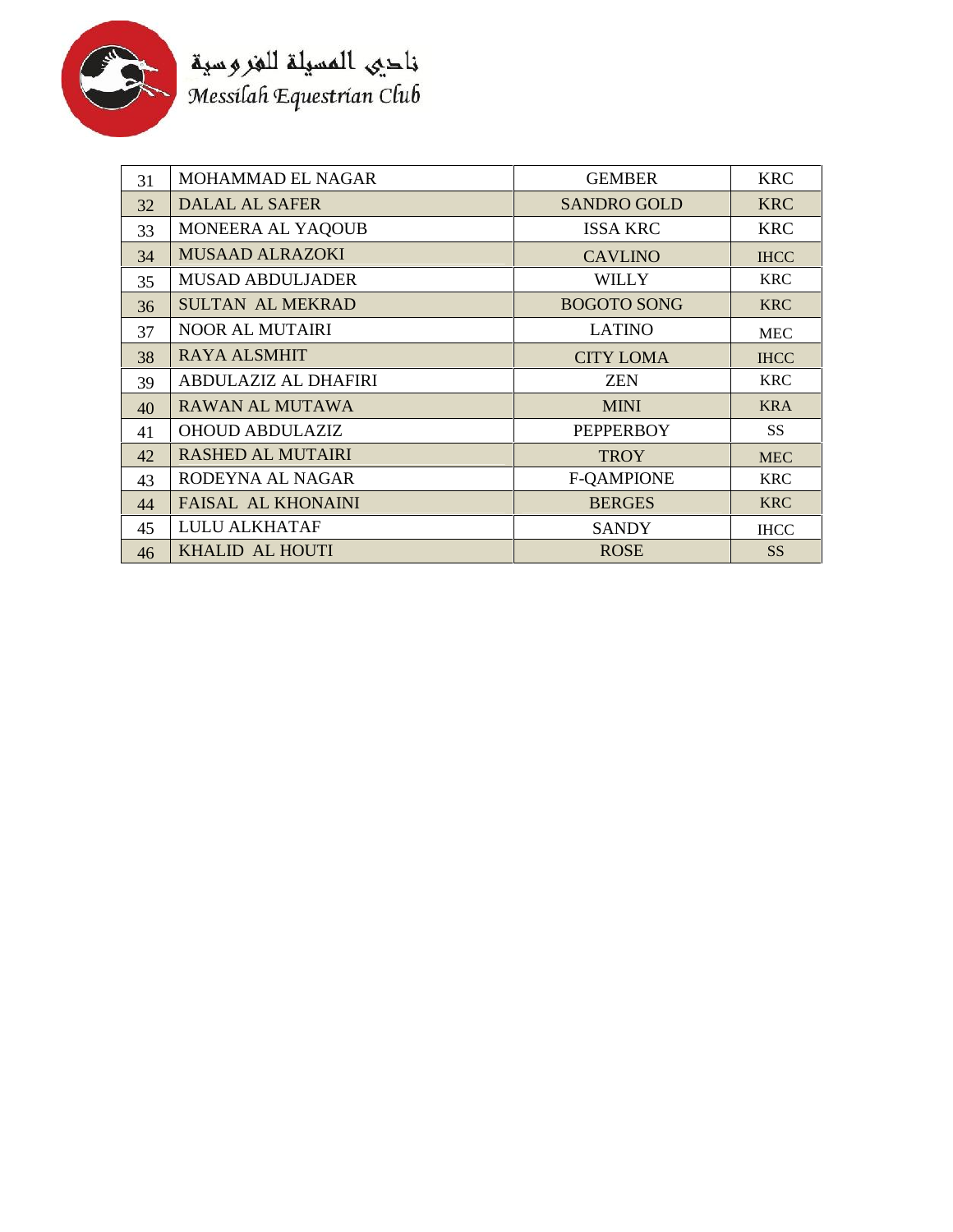نادي المسيلة للفروسية
*Messilah Equestrian Club*

| | | | |
|---|---|---|---|
| 31 | MOHAMMAD EL NAGAR | GEMBER | KRC |
| 32 | DALAL AL SAFER | SANDRO GOLD | KRC |
| 33 | MONEERA AL YAQOUB | ISSA KRC | KRC |
| 34 | MUSAAD ALRAZOKI | CAVLINO | IHCC |
| 35 | MUSAD ABDULJADER | WILLY | KRC |
| 36 | SULTAN AL MEKRAD | BOGOTO SONG | KRC |
| 37 | NOOR AL MUTAIRI | LATINO | MEC |
| 38 | RAYA ALSMHIT | CITY LOMA | IHCC |
| 39 | ABDULAZIZ AL DHAFIRI | ZEN | KRC |
| 40 | RAWAN AL MUTAWA | MINI | KRA |
| 41 | OHOUD ABDULAZIZ | PEPPERBOY | SS |
| 42 | RASHED AL MUTAIRI | TROY | MEC |
| 43 | RODEYNA AL NAGAR | F-QAMPIONE | KRC |
| 44 | FAISAL AL KHONAINI | BERGES | KRC |
| 45 | LULU ALKHATAF | SANDY | IHCC |
| 46 | KHALID AL HOUTI | ROSE | SS |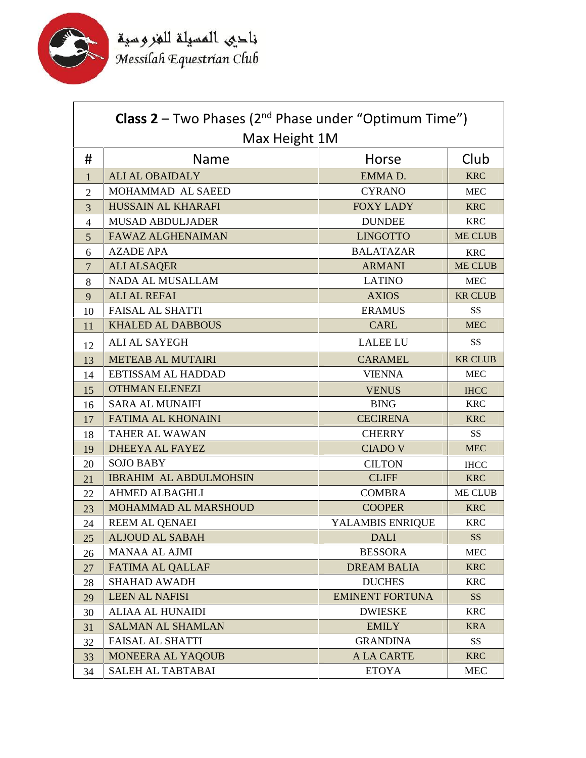نادي المسيلة للفروسية
Messilah Equestrian Club

| **Class 2** – Two Phases (2nd Phase under "Optimum Time") Max Height 1M | | | |
|---|---|---|---|
| # | Name | Horse | Club |
| 1 | ALI AL OBAIDALY | EMMA D. | KRC |
| 2 | MOHAMMAD AL SAEED | CYRANO | MEC |
| 3 | HUSSAIN AL KHARAFI | FOXY LADY | KRC |
| 4 | MUSAD ABDULJADER | DUNDEE | KRC |
| 5 | FAWAZ ALGHENAIMAN | LINGOTTO | ME CLUB |
| 6 | AZADE APA | BALATAZAR | KRC |
| 7 | ALI ALSAQER | ARMANI | ME CLUB |
| 8 | NADA AL MUSALLAM | LATINO | MEC |
| 9 | ALI AL REFAI | AXIOS | KR CLUB |
| 10 | FAISAL AL SHATTI | ERAMUS | SS |
| 11 | KHALED AL DABBOUS | CARL | MEC |
| 12 | ALI AL SAYEGH | LALEE LU | SS |
| 13 | METEAB AL MUTAIRI | CARAMEL | KR CLUB |
| 14 | EBTISSAM AL HADDAD | VIENNA | MEC |
| 15 | OTHMAN ELENEZI | VENUS | IHCC |
| 16 | SARA AL MUNAIFI | BING | KRC |
| 17 | FATIMA AL KHONAINI | CECIRENA | KRC |
| 18 | TAHER AL WAWAN | CHERRY | SS |
| 19 | DHEEYA AL FAYEZ | CIADO V | MEC |
| 20 | SOJO BABY | CILTON | IHCC |
| 21 | IBRAHIM AL ABDULMOHSIN | CLIFF | KRC |
| 22 | AHMED ALBAGHLI | COMBRA | ME CLUB |
| 23 | MOHAMMAD AL MARSHOUD | COOPER | KRC |
| 24 | REEM AL QENAEI | YALAMBIS ENRIQUE | KRC |
| 25 | ALJOUD AL SABAH | DALI | SS |
| 26 | MANAA AL AJMI | BESSORA | MEC |
| 27 | FATIMA AL QALLAF | DREAM BALIA | KRC |
| 28 | SHAHAD AWADH | DUCHES | KRC |
| 29 | LEEN AL NAFISI | EMINENT FORTUNA | SS |
| 30 | ALIAA AL HUNAIDI | DWIESKE | KRC |
| 31 | SALMAN AL SHAMLAN | EMILY | KRA |
| 32 | FAISAL AL SHATTI | GRANDINA | SS |
| 33 | MONEERA AL YAQOUB | A LA CARTE | KRC |
| 34 | SALEH AL TABTABAI | ETOYA | MEC |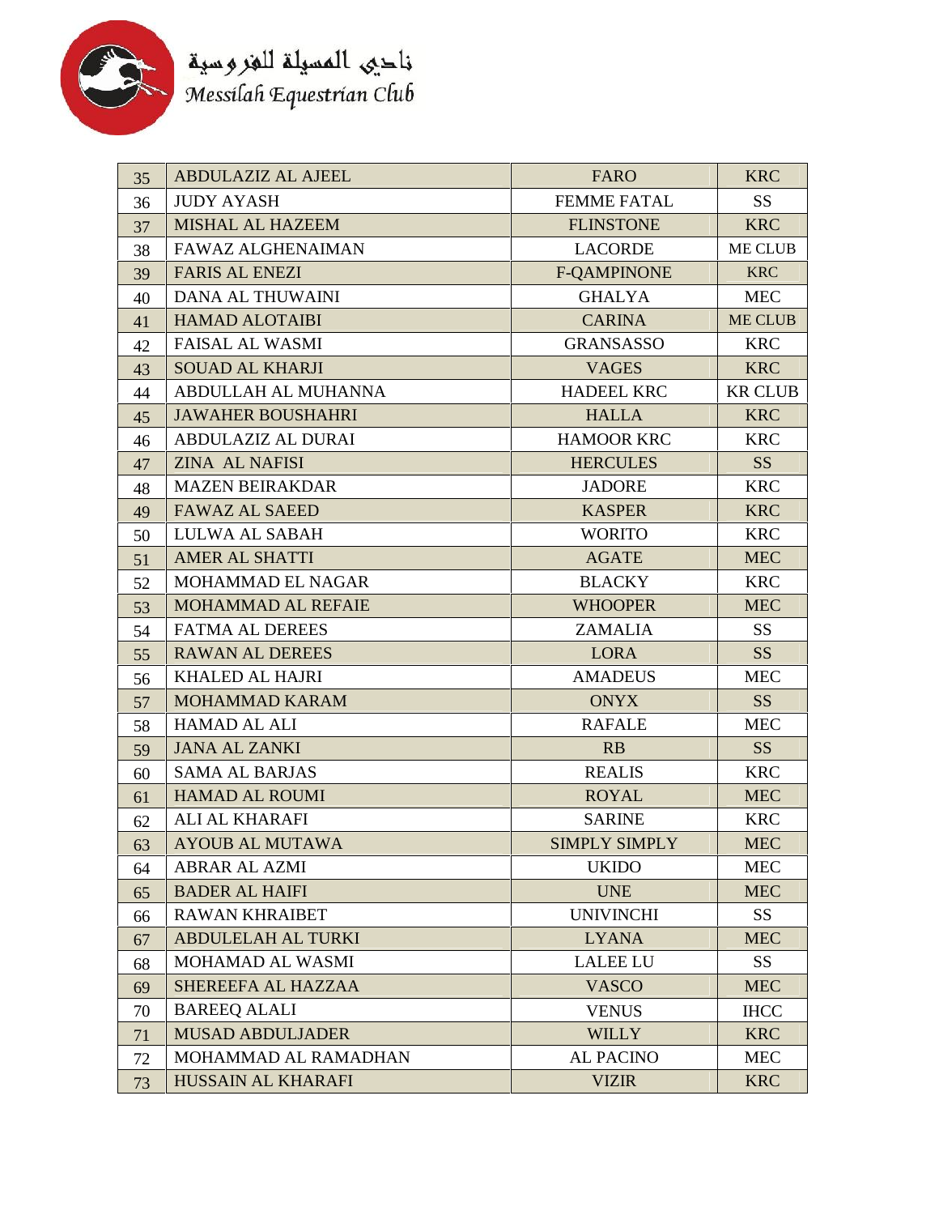نادي المسيلة للفروسية
*Messilah Equestrian Club*

| | | | |
|---|---|---|---|
| 35 | ABDULAZIZ AL AJEEL | FARO | KRC |
| 36 | JUDY AYASH | FEMME FATAL | SS |
| 37 | MISHAL AL HAZEEM | FLINSTONE | KRC |
| 38 | FAWAZ ALGHENAIMAN | LACORDE | ME CLUB |
| 39 | FARIS AL ENEZI | F-QAMPINONE | KRC |
| 40 | DANA AL THUWAINI | GHALYA | MEC |
| 41 | HAMAD ALOTAIBI | CARINA | ME CLUB |
| 42 | FAISAL AL WASMI | GRANSASSO | KRC |
| 43 | SOUAD AL KHARJI | VAGES | KRC |
| 44 | ABDULLAH AL MUHANNA | HADEEL KRC | KR CLUB |
| 45 | JAWAHER BOUSHAHRI | HALLA | KRC |
| 46 | ABDULAZIZ AL DURAI | HAMOOR KRC | KRC |
| 47 | ZINA AL NAFISI | HERCULES | SS |
| 48 | MAZEN BEIRAKDAR | JADORE | KRC |
| 49 | FAWAZ AL SAEED | KASPER | KRC |
| 50 | LULWA AL SABAH | WORITO | KRC |
| 51 | AMER AL SHATTI | AGATE | MEC |
| 52 | MOHAMMAD EL NAGAR | BLACKY | KRC |
| 53 | MOHAMMAD AL REFAIE | WHOOPER | MEC |
| 54 | FATMA AL DEREES | ZAMALIA | SS |
| 55 | RAWAN AL DEREES | LORA | SS |
| 56 | KHALED AL HAJRI | AMADEUS | MEC |
| 57 | MOHAMMAD KARAM | ONYX | SS |
| 58 | HAMAD AL ALI | RAFALE | MEC |
| 59 | JANA AL ZANKI | RB | SS |
| 60 | SAMA AL BARJAS | REALIS | KRC |
| 61 | HAMAD AL ROUMI | ROYAL | MEC |
| 62 | ALI AL KHARAFI | SARINE | KRC |
| 63 | AYOUB AL MUTAWA | SIMPLY SIMPLY | MEC |
| 64 | ABRAR AL AZMI | UKIDO | MEC |
| 65 | BADER AL HAIFI | UNE | MEC |
| 66 | RAWAN KHRAIBET | UNIVINCHI | SS |
| 67 | ABDULELAH AL TURKI | LYANA | MEC |
| 68 | MOHAMAD AL WASMI | LALEE LU | SS |
| 69 | SHEREEFA AL HAZZAA | VASCO | MEC |
| 70 | BAREEQ ALALI | VENUS | IHCC |
| 71 | MUSAD ABDULJADER | WILLY | KRC |
| 72 | MOHAMMAD AL RAMADHAN | AL PACINO | MEC |
| 73 | HUSSAIN AL KHARAFI | VIZIR | KRC |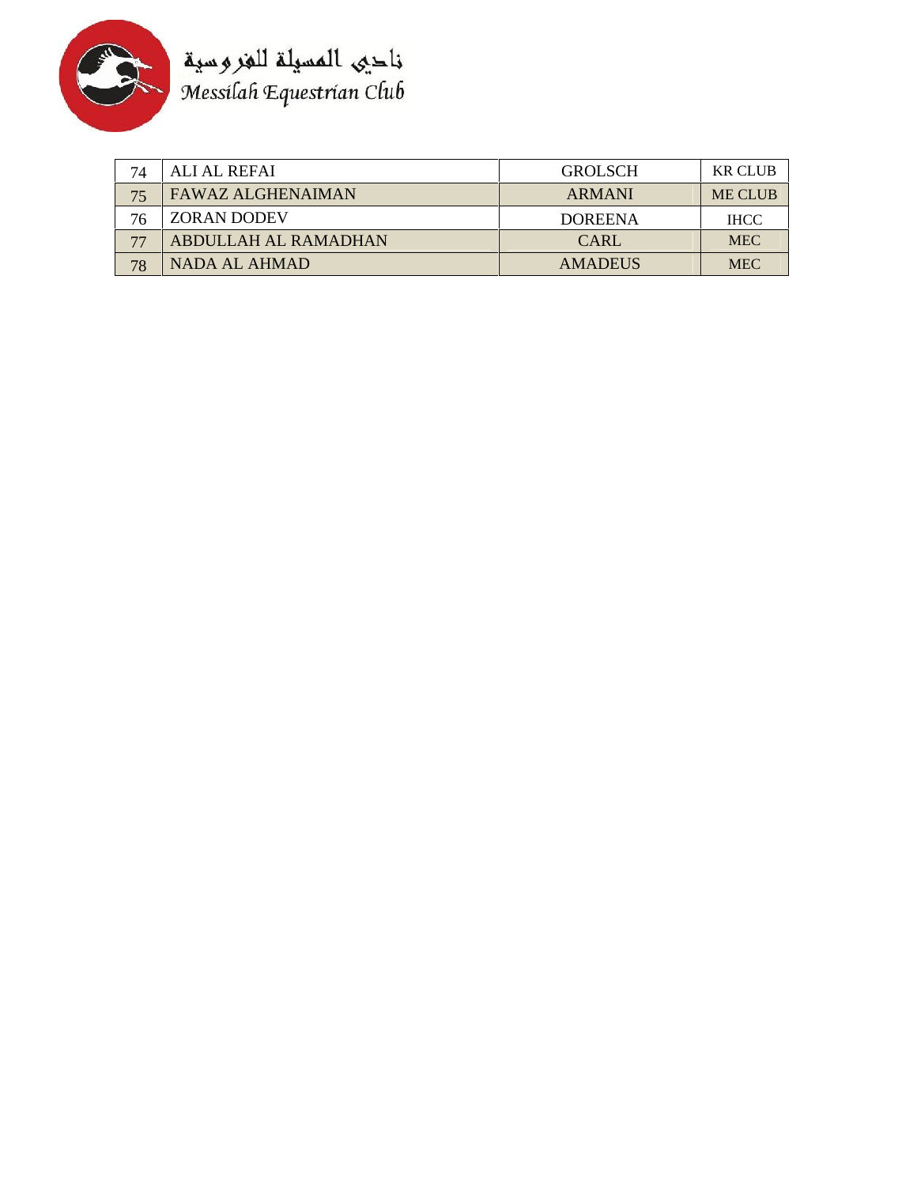نادي المسيلة للفروسية
Messilah Equestrian Club

| 74 | ALI AL REFAI | GROLSCH | KR CLUB |
|---|---|---|---|
| 75 | FAWAZ ALGHENAIMAN | ARMANI | ME CLUB |
| 76 | ZORAN DODEV | DOREENA | IHCC |
| 77 | ABDULLAH AL RAMADHAN | CARL | MEC |
| 78 | NADA AL AHMAD | AMADEUS | MEC |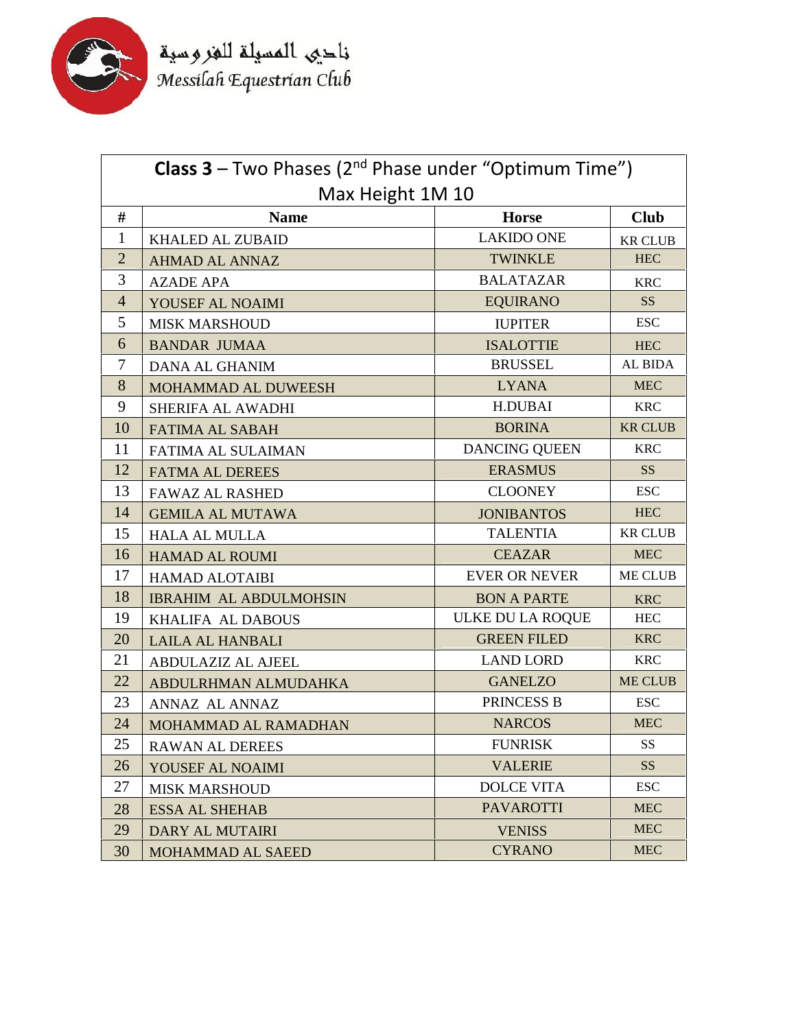نادي المسيلة للفروسية
Messilah Equestrian Club

| **Class 3** – Two Phases (2nd Phase under "Optimum Time") Max Height 1M 10 | | | |
|---|---|---|---|
| **#** | **Name** | **Horse** | **Club** |
| 1 | KHALED AL ZUBAID | LAKIDO ONE | KR CLUB |
| 2 | AHMAD AL ANNAZ | TWINKLE | HEC |
| 3 | AZADE APA | BALATAZAR | KRC |
| 4 | YOUSEF AL NOAIMI | EQUIRANO | SS |
| 5 | MISK MARSHOUD | IUPITER | ESC |
| 6 | BANDAR JUMAA | ISALOTTIE | HEC |
| 7 | DANA AL GHANIM | BRUSSEL | AL BIDA |
| 8 | MOHAMMAD AL DUWEESH | LYANA | MEC |
| 9 | SHERIFA AL AWADHI | H.DUBAI | KRC |
| 10 | FATIMA AL SABAH | BORINA | KR CLUB |
| 11 | FATIMA AL SULAIMAN | DANCING QUEEN | KRC |
| 12 | FATMA AL DEREES | ERASMUS | SS |
| 13 | FAWAZ AL RASHED | CLOONEY | ESC |
| 14 | GEMILA AL MUTAWA | JONIBANTOS | HEC |
| 15 | HALA AL MULLA | TALENTIA | KR CLUB |
| 16 | HAMAD AL ROUMI | CEAZAR | MEC |
| 17 | HAMAD ALOTAIBI | EVER OR NEVER | ME CLUB |
| 18 | IBRAHIM AL ABDULMOHSIN | BON A PARTE | KRC |
| 19 | KHALIFA AL DABOUS | ULKE DU LA ROQUE | HEC |
| 20 | LAILA AL HANBALI | GREEN FILED | KRC |
| 21 | ABDULAZIZ AL AJEEL | LAND LORD | KRC |
| 22 | ABDULRHMAN ALMUDAHKA | GANELZO | ME CLUB |
| 23 | ANNAZ AL ANNAZ | PRINCESS B | ESC |
| 24 | MOHAMMAD AL RAMADHAN | NARCOS | MEC |
| 25 | RAWAN AL DEREES | FUNRISK | SS |
| 26 | YOUSEF AL NOAIMI | VALERIE | SS |
| 27 | MISK MARSHOUD | DOLCE VITA | ESC |
| 28 | ESSA AL SHEHAB | PAVAROTTI | MEC |
| 29 | DARY AL MUTAIRI | VENISS | MEC |
| 30 | MOHAMMAD AL SAEED | CYRANO | MEC |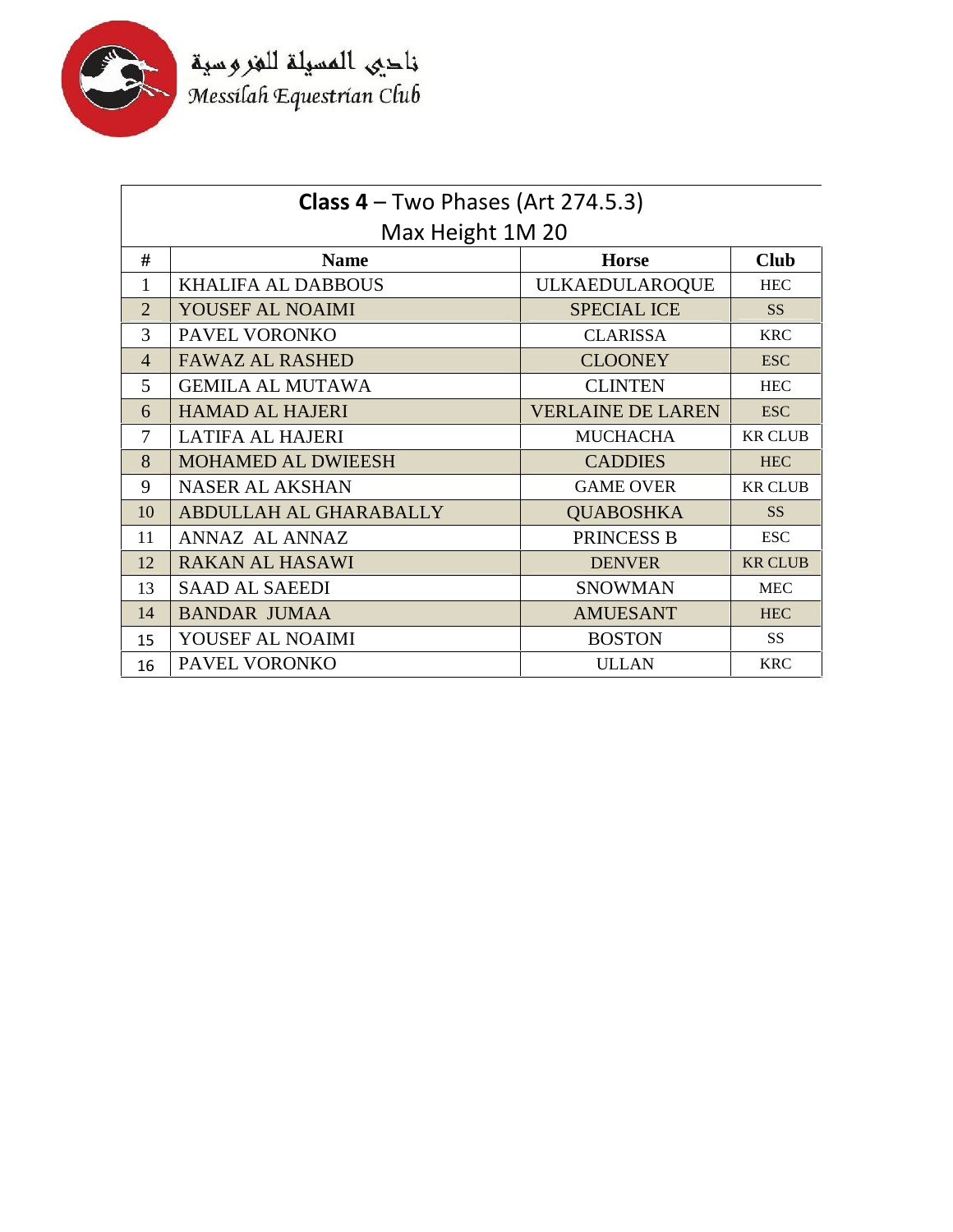نادي المسيلة للفروسية
Messilah Equestrian Club

| Class 4 – Two Phases (Art 274.5.3) Max Height 1M 20 | | | |
|---|---|---|---|
| # | Name | Horse | Club |
| 1 | KHALIFA AL DABBOUS | ULKAEDULAROQUE | HEC |
| 2 | YOUSEF AL NOAIMI | SPECIAL ICE | SS |
| 3 | PAVEL VORONKO | CLARISSA | KRC |
| 4 | FAWAZ AL RASHED | CLOONEY | ESC |
| 5 | GEMILA AL MUTAWA | CLINTEN | HEC |
| 6 | HAMAD AL HAJERI | VERLAINE DE LAREN | ESC |
| 7 | LATIFA AL HAJERI | MUCHACHA | KR CLUB |
| 8 | MOHAMED AL DWIEESH | CADDIES | HEC |
| 9 | NASER AL AKSHAN | GAME OVER | KR CLUB |
| 10 | ABDULLAH AL GHARABALLY | QUABOSHKA | SS |
| 11 | ANNAZ AL ANNAZ | PRINCESS B | ESC |
| 12 | RAKAN AL HASAWI | DENVER | KR CLUB |
| 13 | SAAD AL SAEEDI | SNOWMAN | MEC |
| 14 | BANDAR JUMAA | AMUESANT | HEC |
| 15 | YOUSEF AL NOAIMI | BOSTON | SS |
| 16 | PAVEL VORONKO | ULLAN | KRC |